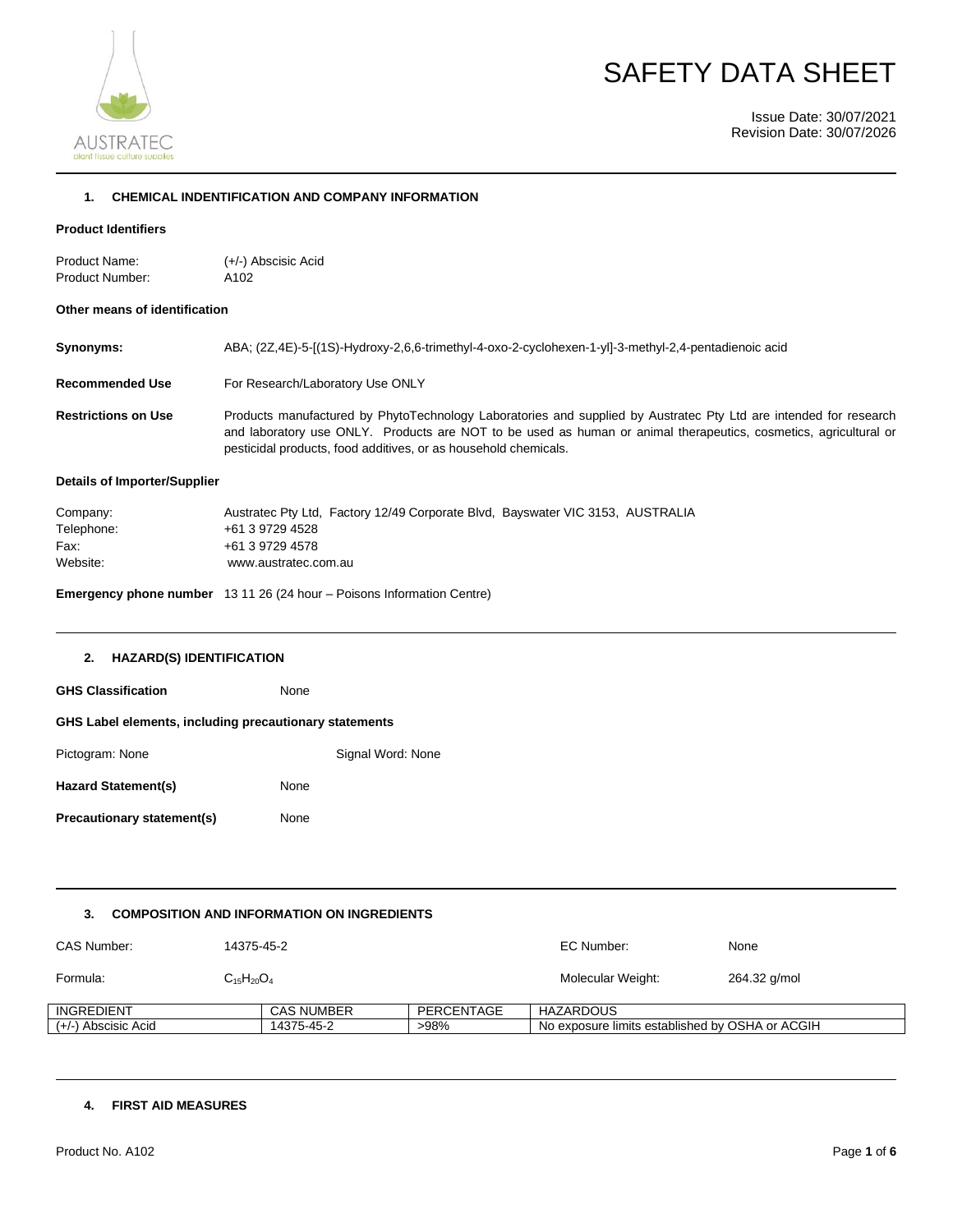# SAFETY DATA SHEET

Issue Date: 30/07/2021
Revision Date: 30/07/2026

## 1. CHEMICAL INDENTIFICATION AND COMPANY INFORMATION

**Product Identifiers**

Product Name: (+/-) Abscisic Acid
Product Number: A102

**Other means of identification**

**Synonyms:** ABA; (2Z,4E)-5-[(1S)-Hydroxy-2,6,6-trimethyl-4-oxo-2-cyclohexen-1-yl]-3-methyl-2,4-pentadienoic acid

**Recommended Use** For Research/Laboratory Use ONLY

**Restrictions on Use** Products manufactured by PhytoTechnology Laboratories and supplied by Austratec Pty Ltd are intended for research and laboratory use ONLY. Products are NOT to be used as human or animal therapeutics, cosmetics, agricultural or pesticidal products, food additives, or as household chemicals.

**Details of Importer/Supplier**

Company: Austratec Pty Ltd, Factory 12/49 Corporate Blvd, Bayswater VIC 3153, AUSTRALIA
Telephone: +61 3 9729 4528
Fax: +61 3 9729 4578
Website: www.austratec.com.au

**Emergency phone number** 13 11 26 (24 hour – Poisons Information Centre)

## 2. HAZARD(S) IDENTIFICATION

**GHS Classification** None

**GHS Label elements, including precautionary statements**

Pictogram: None Signal Word: None

**Hazard Statement(s)** None

**Precautionary statement(s)** None

## 3. COMPOSITION AND INFORMATION ON INGREDIENTS

CAS Number: 14375-45-2 EC Number: None

Formula: $C_{15}H_{20}O_4$ Molecular Weight: 264.32 g/mol

| INGREDIENT | CAS NUMBER | PERCENTAGE | HAZARDOUS |
|---|---|---|---|
| (+/-) Abscisic Acid | 14375-45-2 | >98% | No exposure limits established by OSHA or ACGIH |

## 4. FIRST AID MEASURES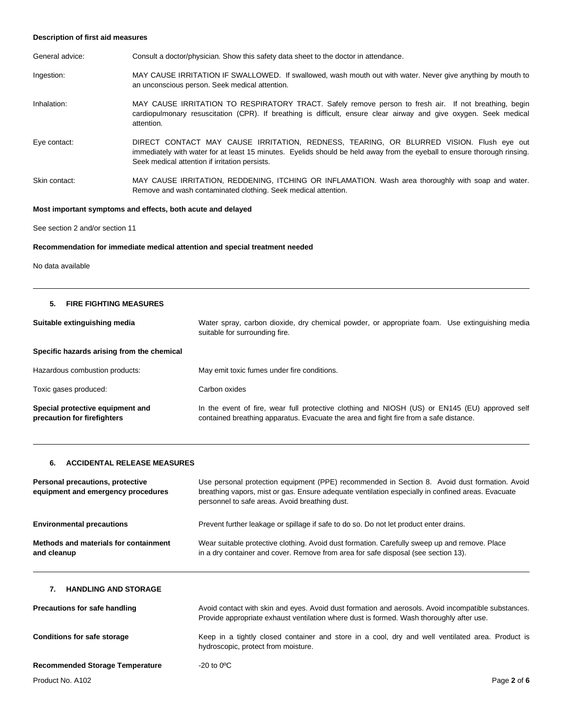**Description of first aid measures**

| | |
|---|---|
| General advice: | Consult a doctor/physician. Show this safety data sheet to the doctor in attendance. |
| Ingestion: | MAY CAUSE IRRITATION IF SWALLOWED. If swallowed, wash mouth out with water. Never give anything by mouth to an unconscious person. Seek medical attention. |
| Inhalation: | MAY CAUSE IRRITATION TO RESPIRATORY TRACT. Safely remove person to fresh air. If not breathing, begin cardiopulmonary resuscitation (CPR). If breathing is difficult, ensure clear airway and give oxygen. Seek medical attention. |
| Eye contact: | DIRECT CONTACT MAY CAUSE IRRITATION, REDNESS, TEARING, OR BLURRED VISION. Flush eye out immediately with water for at least 15 minutes. Eyelids should be held away from the eyeball to ensure thorough rinsing. Seek medical attention if irritation persists. |
| Skin contact: | MAY CAUSE IRRITATION, REDDENING, ITCHING OR INFLAMATION. Wash area thoroughly with soap and water. Remove and wash contaminated clothing. Seek medical attention. |

**Most important symptoms and effects, both acute and delayed**

See section 2 and/or section 11

**Recommendation for immediate medical attention and special treatment needed**

No data available

## 5. FIRE FIGHTING MEASURES

| | |
|---|---|
| **Suitable extinguishing media** | Water spray, carbon dioxide, dry chemical powder, or appropriate foam. Use extinguishing media suitable for surrounding fire. |
| **Specific hazards arising from the chemical** | |
| Hazardous combustion products: | May emit toxic fumes under fire conditions. |
| Toxic gases produced: | Carbon oxides |
| **Special protective equipment and precaution for firefighters** | In the event of fire, wear full protective clothing and NIOSH (US) or EN145 (EU) approved self contained breathing apparatus. Evacuate the area and fight fire from a safe distance. |

## 6. ACCIDENTAL RELEASE MEASURES

| | |
|---|---|
| **Personal precautions, protective equipment and emergency procedures** | Use personal protection equipment (PPE) recommended in Section 8. Avoid dust formation. Avoid breathing vapors, mist or gas. Ensure adequate ventilation especially in confined areas. Evacuate personnel to safe areas. Avoid breathing dust. |
| **Environmental precautions** | Prevent further leakage or spillage if safe to do so. Do not let product enter drains. |
| **Methods and materials for containment and cleanup** | Wear suitable protective clothing. Avoid dust formation. Carefully sweep up and remove. Place in a dry container and cover. Remove from area for safe disposal (see section 13). |

## 7. HANDLING AND STORAGE

| | |
|---|---|
| **Precautions for safe handling** | Avoid contact with skin and eyes. Avoid dust formation and aerosols. Avoid incompatible substances. Provide appropriate exhaust ventilation where dust is formed. Wash thoroughly after use. |
| **Conditions for safe storage** | Keep in a tightly closed container and store in a cool, dry and well ventilated area. Product is hydroscopic, protect from moisture. |
| **Recommended Storage Temperature** | -20 to 0ºC |

Product No. A102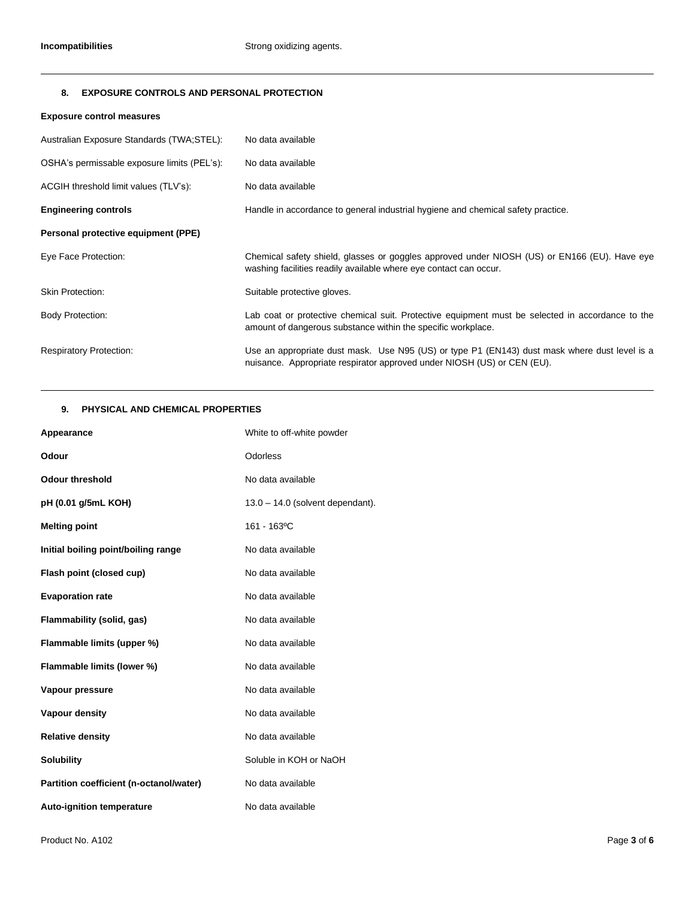| | |
|---|---|
| **Incompatibilities** | Strong oxidizing agents. |

## 8. EXPOSURE CONTROLS AND PERSONAL PROTECTION

**Exposure control measures**

| | |
|---|---|
| Australian Exposure Standards (TWA;STEL): | No data available |
| OSHA's permissable exposure limits (PEL's): | No data available |
| ACGIH threshold limit values (TLV's): | No data available |
| **Engineering controls** | Handle in accordance to general industrial hygiene and chemical safety practice. |

**Personal protective equipment (PPE)**

| | |
|---|---|
| Eye Face Protection: | Chemical safety shield, glasses or goggles approved under NIOSH (US) or EN166 (EU). Have eye washing facilities readily available where eye contact can occur. |
| Skin Protection: | Suitable protective gloves. |
| Body Protection: | Lab coat or protective chemical suit. Protective equipment must be selected in accordance to the amount of dangerous substance within the specific workplace. |
| Respiratory Protection: | Use an appropriate dust mask. Use N95 (US) or type P1 (EN143) dust mask where dust level is a nuisance. Appropriate respirator approved under NIOSH (US) or CEN (EU). |

## 9. PHYSICAL AND CHEMICAL PROPERTIES

| | |
|---|---|
| **Appearance** | White to off-white powder |
| **Odour** | Odorless |
| **Odour threshold** | No data available |
| **pH (0.01 g/5mL KOH)** | 13.0 – 14.0 (solvent dependant). |
| **Melting point** | 161 - 163ºC |
| **Initial boiling point/boiling range** | No data available |
| **Flash point (closed cup)** | No data available |
| **Evaporation rate** | No data available |
| **Flammability (solid, gas)** | No data available |
| **Flammable limits (upper %)** | No data available |
| **Flammable limits (lower %)** | No data available |
| **Vapour pressure** | No data available |
| **Vapour density** | No data available |
| **Relative density** | No data available |
| **Solubility** | Soluble in KOH or NaOH |
| **Partition coefficient (n-octanol/water)** | No data available |
| **Auto-ignition temperature** | No data available |

Product No. A102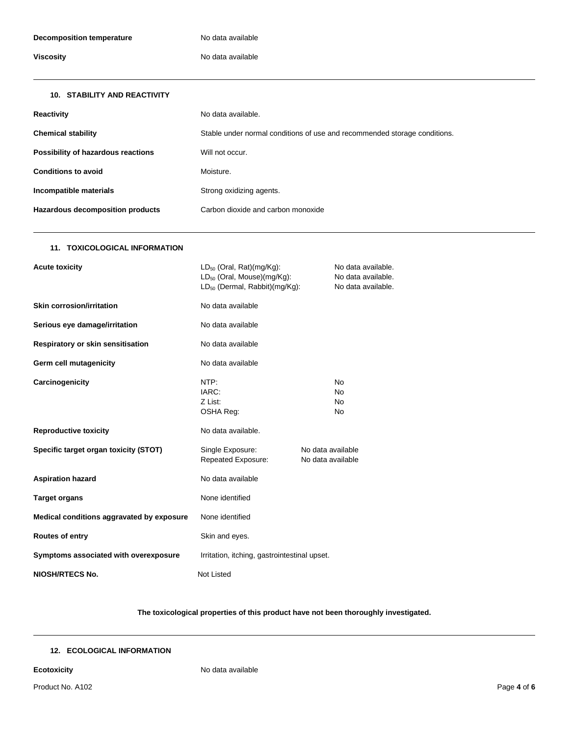**Decomposition temperature** No data available

**Viscosity** No data available

## 10. STABILITY AND REACTIVITY

**Reactivity** No data available.

**Chemical stability** Stable under normal conditions of use and recommended storage conditions.

**Possibility of hazardous reactions** Will not occur.

**Conditions to avoid** Moisture.

**Incompatible materials** Strong oxidizing agents.

**Hazardous decomposition products** Carbon dioxide and carbon monoxide

## 11. TOXICOLOGICAL INFORMATION

**Acute toxicity**

| | |
|---|---|
| $LD_{50}$ (Oral, Rat)(mg/Kg): | No data available. |
| $LD_{50}$ (Oral, Mouse)(mg/Kg): | No data available. |
| $LD_{50}$ (Dermal, Rabbit)(mg/Kg): | No data available. |

**Skin corrosion/irritation** No data available

**Serious eye damage/irritation** No data available

**Respiratory or skin sensitisation** No data available

**Germ cell mutagenicity** No data available

**Carcinogenicity**

| | |
|---|---|
| NTP: | No |
| IARC: | No |
| Z List: | No |
| OSHA Reg: | No |

**Reproductive toxicity** No data available.

**Specific target organ toxicity (STOT)**

| | |
|---|---|
| Single Exposure: | No data available |
| Repeated Exposure: | No data available |

**Aspiration hazard** No data available

**Target organs** None identified

**Medical conditions aggravated by exposure** None identified

**Routes of entry** Skin and eyes.

**Symptoms associated with overexposure** Irritation, itching, gastrointestinal upset.

**NIOSH/RTECS No.** Not Listed

**The toxicological properties of this product have not been thoroughly investigated.**

## 12. ECOLOGICAL INFORMATION

**Ecotoxicity** No data available

Product No. A102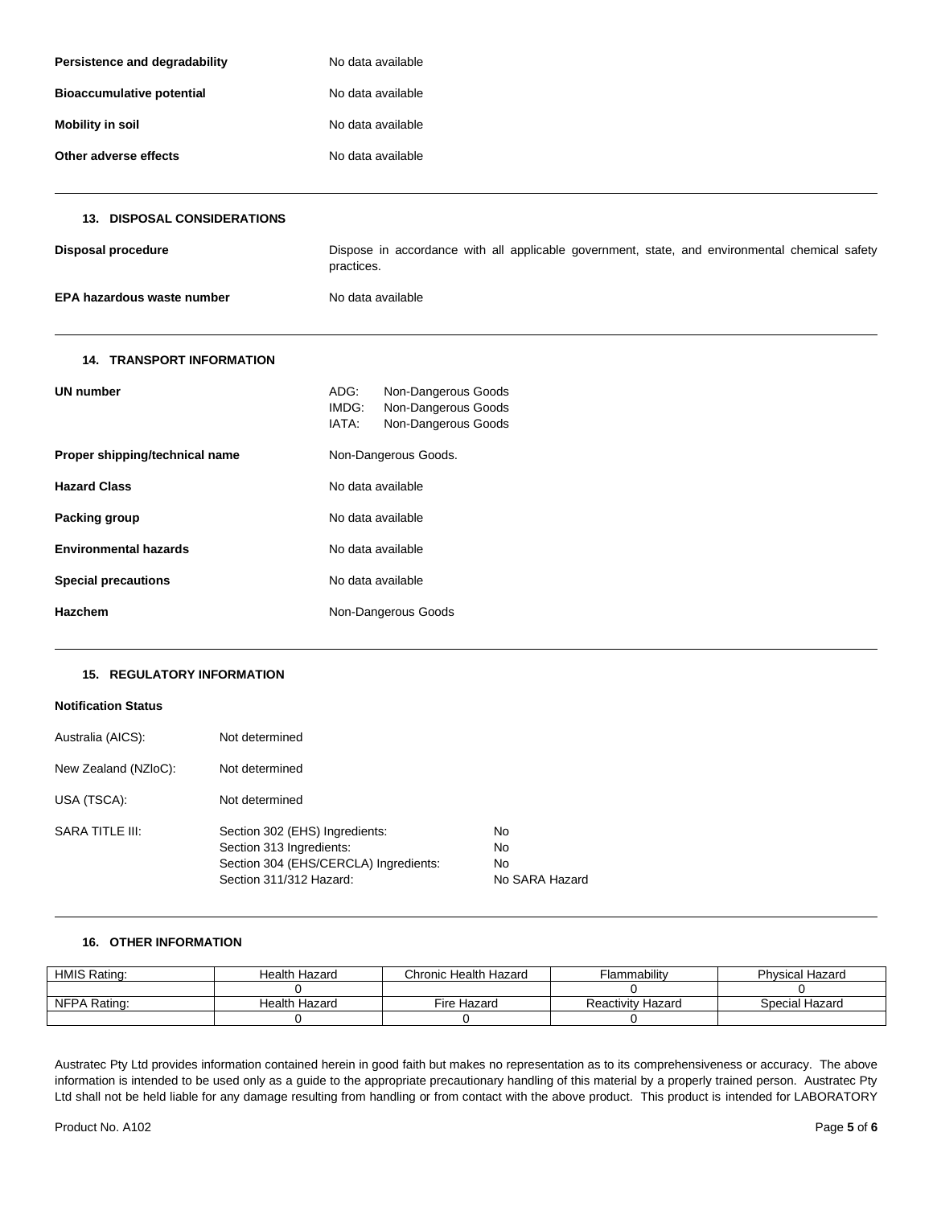**Persistence and degradability** No data available

**Bioaccumulative potential** No data available

**Mobility in soil** No data available

**Other adverse effects** No data available

## 13. DISPOSAL CONSIDERATIONS

**Disposal procedure** Dispose in accordance with all applicable government, state, and environmental chemical safety practices.

**EPA hazardous waste number** No data available

## 14. TRANSPORT INFORMATION

**UN number**
ADG: Non-Dangerous Goods
IMDG: Non-Dangerous Goods
IATA: Non-Dangerous Goods

**Proper shipping/technical name** Non-Dangerous Goods.

**Hazard Class** No data available

**Packing group** No data available

**Environmental hazards** No data available

**Special precautions** No data available

**Hazchem** Non-Dangerous Goods

## 15. REGULATORY INFORMATION

**Notification Status**

Australia (AICS): Not determined

New Zealand (NZIoC): Not determined

USA (TSCA): Not determined

SARA TITLE III:
Section 302 (EHS) Ingredients: No
Section 313 Ingredients: No
Section 304 (EHS/CERCLA) Ingredients: No
Section 311/312 Hazard: No SARA Hazard

## 16. OTHER INFORMATION

| HMIS Rating: | Health Hazard | Chronic Health Hazard | Flammability | Physical Hazard |
|---|---|---|---|---|
| | 0 | | 0 | 0 |
| NFPA Rating: | Health Hazard | Fire Hazard | Reactivity Hazard | Special Hazard |
| | 0 | 0 | 0 | |

Austratec Pty Ltd provides information contained herein in good faith but makes no representation as to its comprehensiveness or accuracy. The above information is intended to be used only as a guide to the appropriate precautionary handling of this material by a properly trained person. Austratec Pty Ltd shall not be held liable for any damage resulting from handling or from contact with the above product. This product is intended for LABORATORY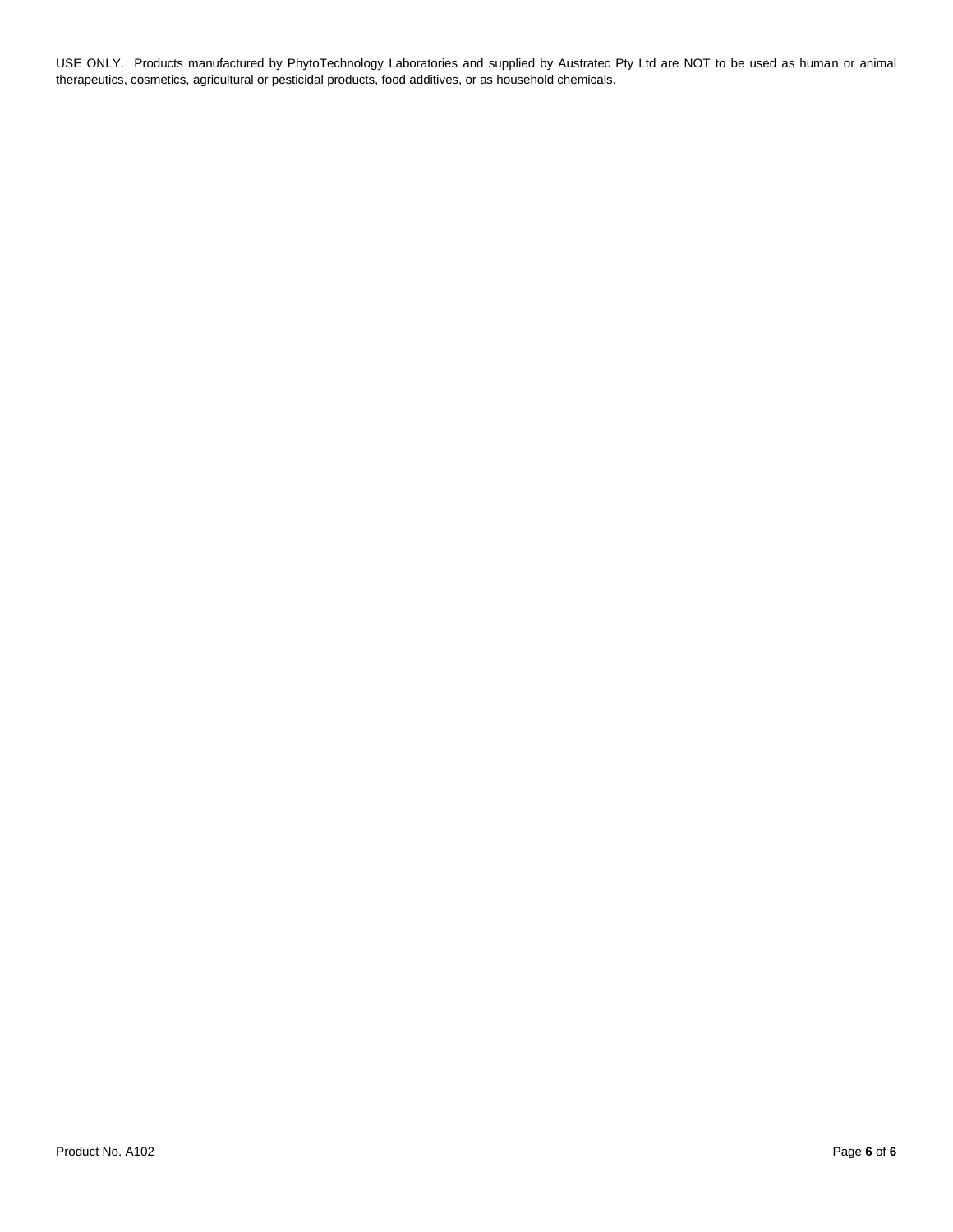USE ONLY. Products manufactured by PhytoTechnology Laboratories and supplied by Austratec Pty Ltd are NOT to be used as human or animal therapeutics, cosmetics, agricultural or pesticidal products, food additives, or as household chemicals.